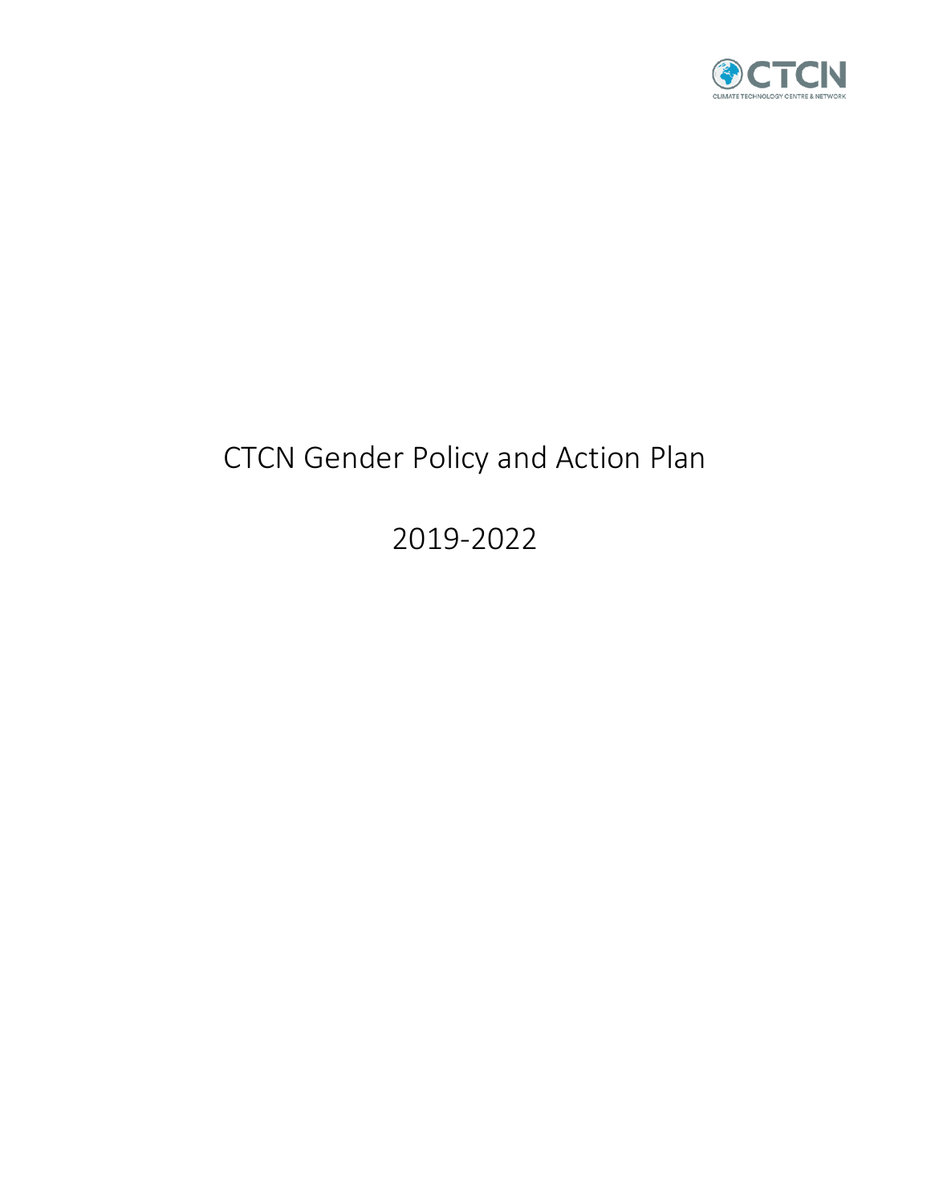CTCN
CLIMATE TECHNOLOGY CENTRE & NETWORK

# CTCN Gender Policy and Action Plan

# 2019-2022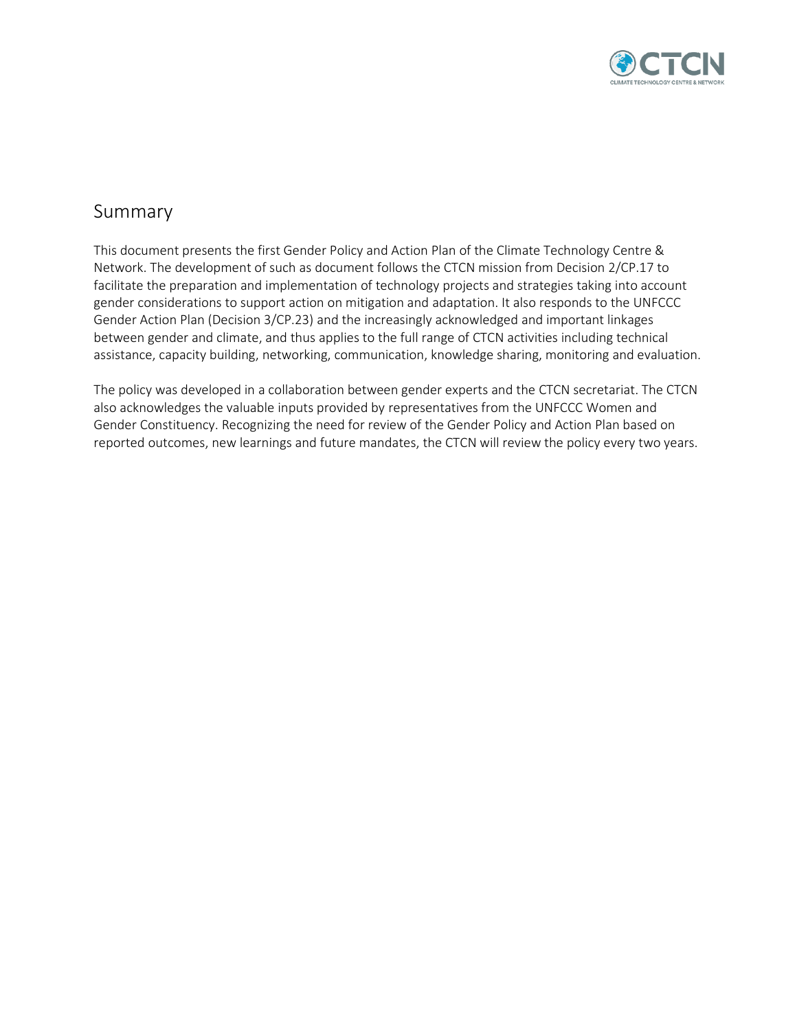## Summary

This document presents the first Gender Policy and Action Plan of the Climate Technology Centre & Network. The development of such as document follows the CTCN mission from Decision 2/CP.17 to facilitate the preparation and implementation of technology projects and strategies taking into account gender considerations to support action on mitigation and adaptation. It also responds to the UNFCCC Gender Action Plan (Decision 3/CP.23) and the increasingly acknowledged and important linkages between gender and climate, and thus applies to the full range of CTCN activities including technical assistance, capacity building, networking, communication, knowledge sharing, monitoring and evaluation.

The policy was developed in a collaboration between gender experts and the CTCN secretariat. The CTCN also acknowledges the valuable inputs provided by representatives from the UNFCCC Women and Gender Constituency. Recognizing the need for review of the Gender Policy and Action Plan based on reported outcomes, new learnings and future mandates, the CTCN will review the policy every two years.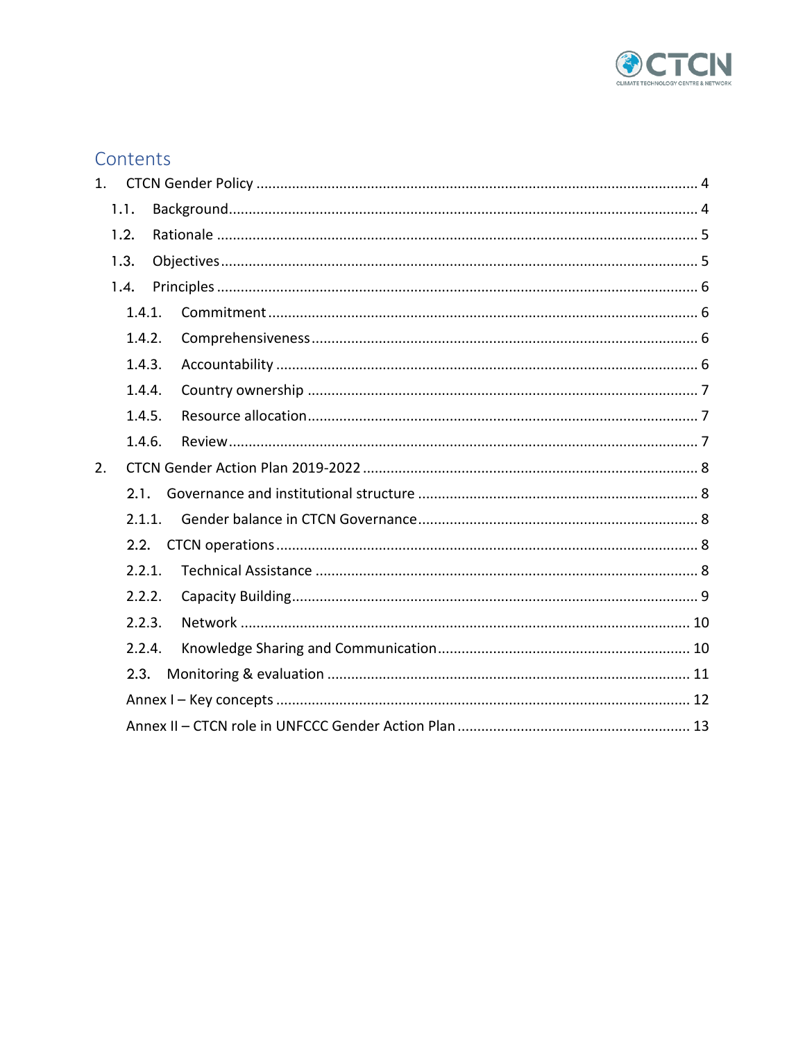# Contents

1. CTCN Gender Policy ..... 4
   - 1.1. Background ..... 4
   - 1.2. Rationale ..... 5
   - 1.3. Objectives ..... 5
   - 1.4. Principles ..... 6
     - 1.4.1. Commitment ..... 6
     - 1.4.2. Comprehensiveness ..... 6
     - 1.4.3. Accountability ..... 6
     - 1.4.4. Country ownership ..... 7
     - 1.4.5. Resource allocation ..... 7
     - 1.4.6. Review ..... 7
2. CTCN Gender Action Plan 2019-2022 ..... 8
   - 2.1. Governance and institutional structure ..... 8
     - 2.1.1. Gender balance in CTCN Governance ..... 8
   - 2.2. CTCN operations ..... 8
     - 2.2.1. Technical Assistance ..... 8
     - 2.2.2. Capacity Building ..... 9
     - 2.2.3. Network ..... 10
     - 2.2.4. Knowledge Sharing and Communication ..... 10
   - 2.3. Monitoring & evaluation ..... 11
   - Annex I – Key concepts ..... 12
   - Annex II – CTCN role in UNFCCC Gender Action Plan ..... 13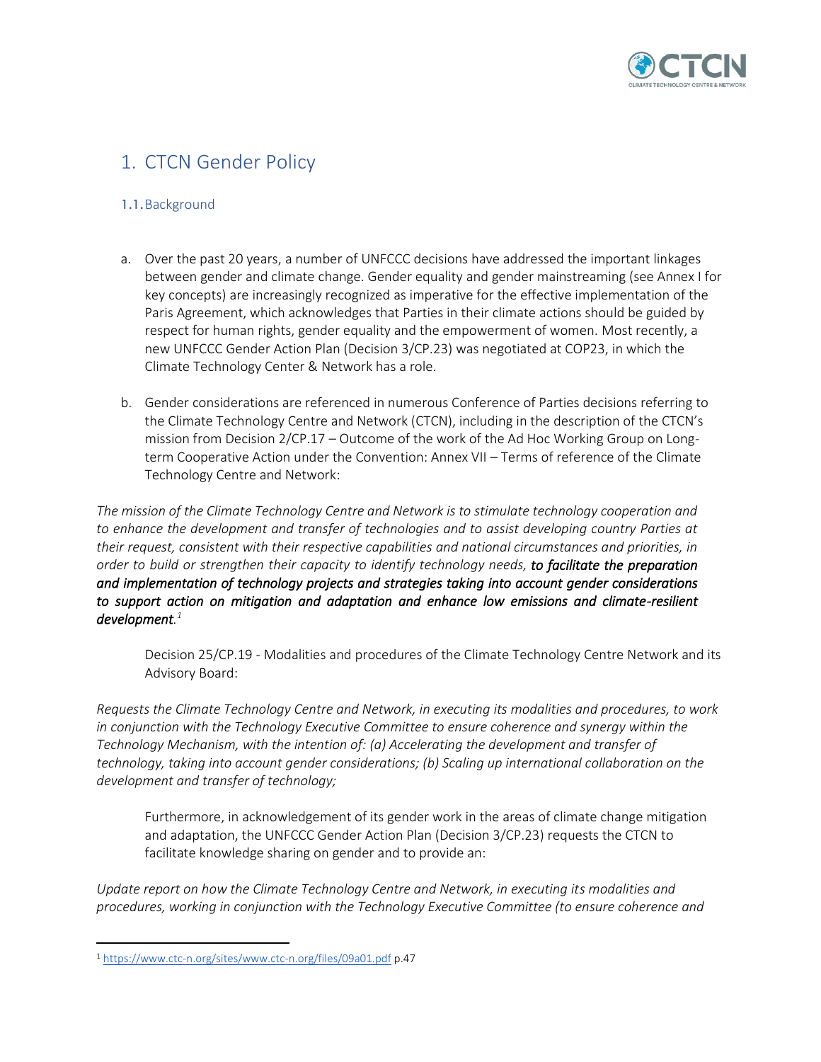# 1. CTCN Gender Policy

## 1.1. Background

a. Over the past 20 years, a number of UNFCCC decisions have addressed the important linkages between gender and climate change. Gender equality and gender mainstreaming (see Annex I for key concepts) are increasingly recognized as imperative for the effective implementation of the Paris Agreement, which acknowledges that Parties in their climate actions should be guided by respect for human rights, gender equality and the empowerment of women. Most recently, a new UNFCCC Gender Action Plan (Decision 3/CP.23) was negotiated at COP23, in which the Climate Technology Center & Network has a role.

b. Gender considerations are referenced in numerous Conference of Parties decisions referring to the Climate Technology Centre and Network (CTCN), including in the description of the CTCN's mission from Decision 2/CP.17 – Outcome of the work of the Ad Hoc Working Group on Long-term Cooperative Action under the Convention: Annex VII – Terms of reference of the Climate Technology Centre and Network:

*The mission of the Climate Technology Centre and Network is to stimulate technology cooperation and to enhance the development and transfer of technologies and to assist developing country Parties at their request, consistent with their respective capabilities and national circumstances and priorities, in order to build or strengthen their capacity to identify technology needs,* ***to facilitate the preparation and implementation of technology projects and strategies taking into account gender considerations to support action on mitigation and adaptation and enhance low emissions and climate-resilient development****.*[1]

Decision 25/CP.19 - Modalities and procedures of the Climate Technology Centre Network and its Advisory Board:

*Requests the Climate Technology Centre and Network, in executing its modalities and procedures, to work in conjunction with the Technology Executive Committee to ensure coherence and synergy within the Technology Mechanism, with the intention of: (a) Accelerating the development and transfer of technology, taking into account gender considerations; (b) Scaling up international collaboration on the development and transfer of technology;*

Furthermore, in acknowledgement of its gender work in the areas of climate change mitigation and adaptation, the UNFCCC Gender Action Plan (Decision 3/CP.23) requests the CTCN to facilitate knowledge sharing on gender and to provide an:

*Update report on how the Climate Technology Centre and Network, in executing its modalities and procedures, working in conjunction with the Technology Executive Committee (to ensure coherence and*

---

[1] https://www.ctc-n.org/sites/www.ctc-n.org/files/09a01.pdf p.47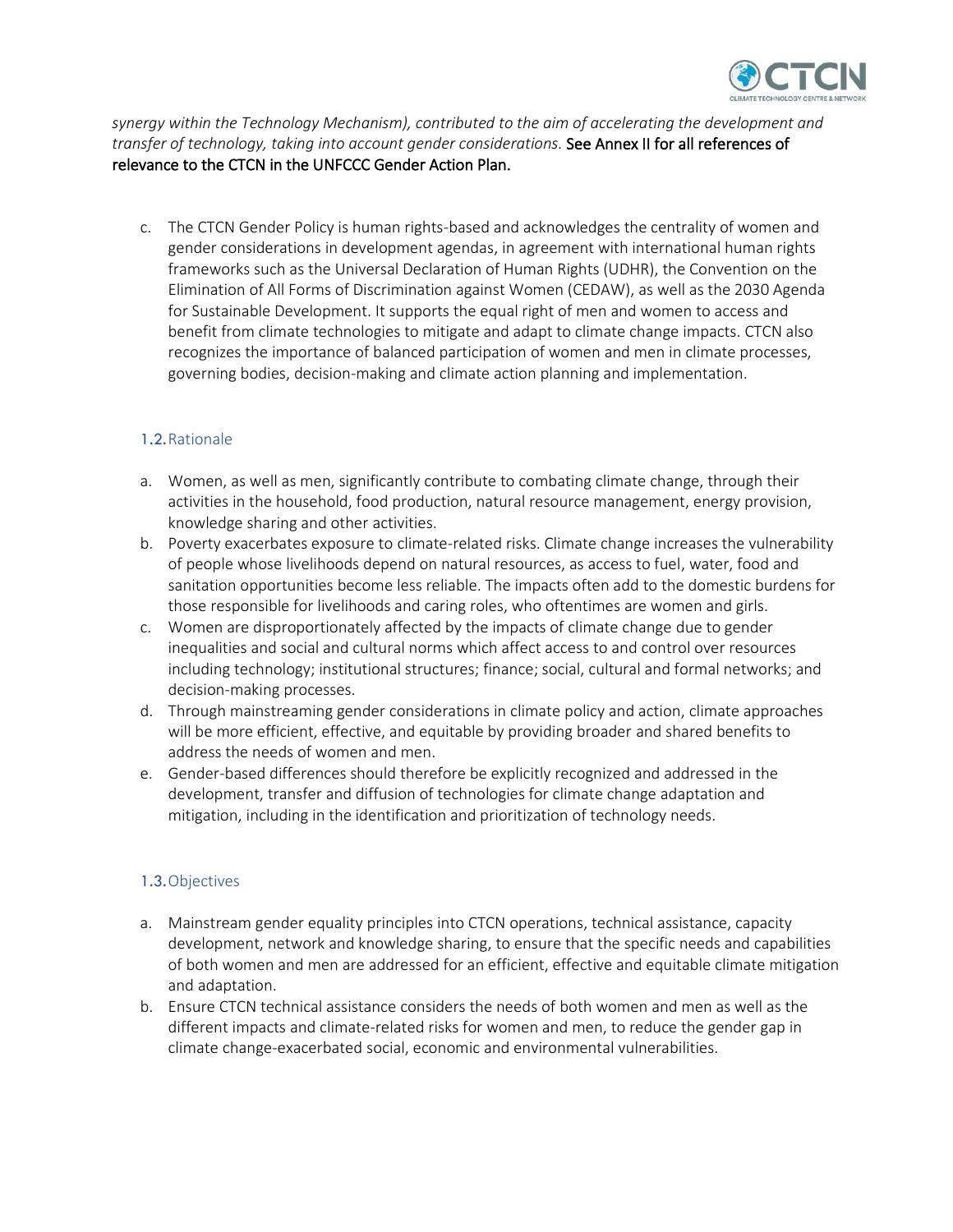*synergy within the Technology Mechanism), contributed to the aim of accelerating the development and transfer of technology, taking into account gender considerations.* See Annex II for all references of relevance to the CTCN in the UNFCCC Gender Action Plan.

c. The CTCN Gender Policy is human rights-based and acknowledges the centrality of women and gender considerations in development agendas, in agreement with international human rights frameworks such as the Universal Declaration of Human Rights (UDHR), the Convention on the Elimination of All Forms of Discrimination against Women (CEDAW), as well as the 2030 Agenda for Sustainable Development. It supports the equal right of men and women to access and benefit from climate technologies to mitigate and adapt to climate change impacts. CTCN also recognizes the importance of balanced participation of women and men in climate processes, governing bodies, decision-making and climate action planning and implementation.

### 1.2. Rationale

a. Women, as well as men, significantly contribute to combating climate change, through their activities in the household, food production, natural resource management, energy provision, knowledge sharing and other activities.
b. Poverty exacerbates exposure to climate-related risks. Climate change increases the vulnerability of people whose livelihoods depend on natural resources, as access to fuel, water, food and sanitation opportunities become less reliable. The impacts often add to the domestic burdens for those responsible for livelihoods and caring roles, who oftentimes are women and girls.
c. Women are disproportionately affected by the impacts of climate change due to gender inequalities and social and cultural norms which affect access to and control over resources including technology; institutional structures; finance; social, cultural and formal networks; and decision-making processes.
d. Through mainstreaming gender considerations in climate policy and action, climate approaches will be more efficient, effective, and equitable by providing broader and shared benefits to address the needs of women and men.
e. Gender-based differences should therefore be explicitly recognized and addressed in the development, transfer and diffusion of technologies for climate change adaptation and mitigation, including in the identification and prioritization of technology needs.

### 1.3. Objectives

a. Mainstream gender equality principles into CTCN operations, technical assistance, capacity development, network and knowledge sharing, to ensure that the specific needs and capabilities of both women and men are addressed for an efficient, effective and equitable climate mitigation and adaptation.
b. Ensure CTCN technical assistance considers the needs of both women and men as well as the different impacts and climate-related risks for women and men, to reduce the gender gap in climate change-exacerbated social, economic and environmental vulnerabilities.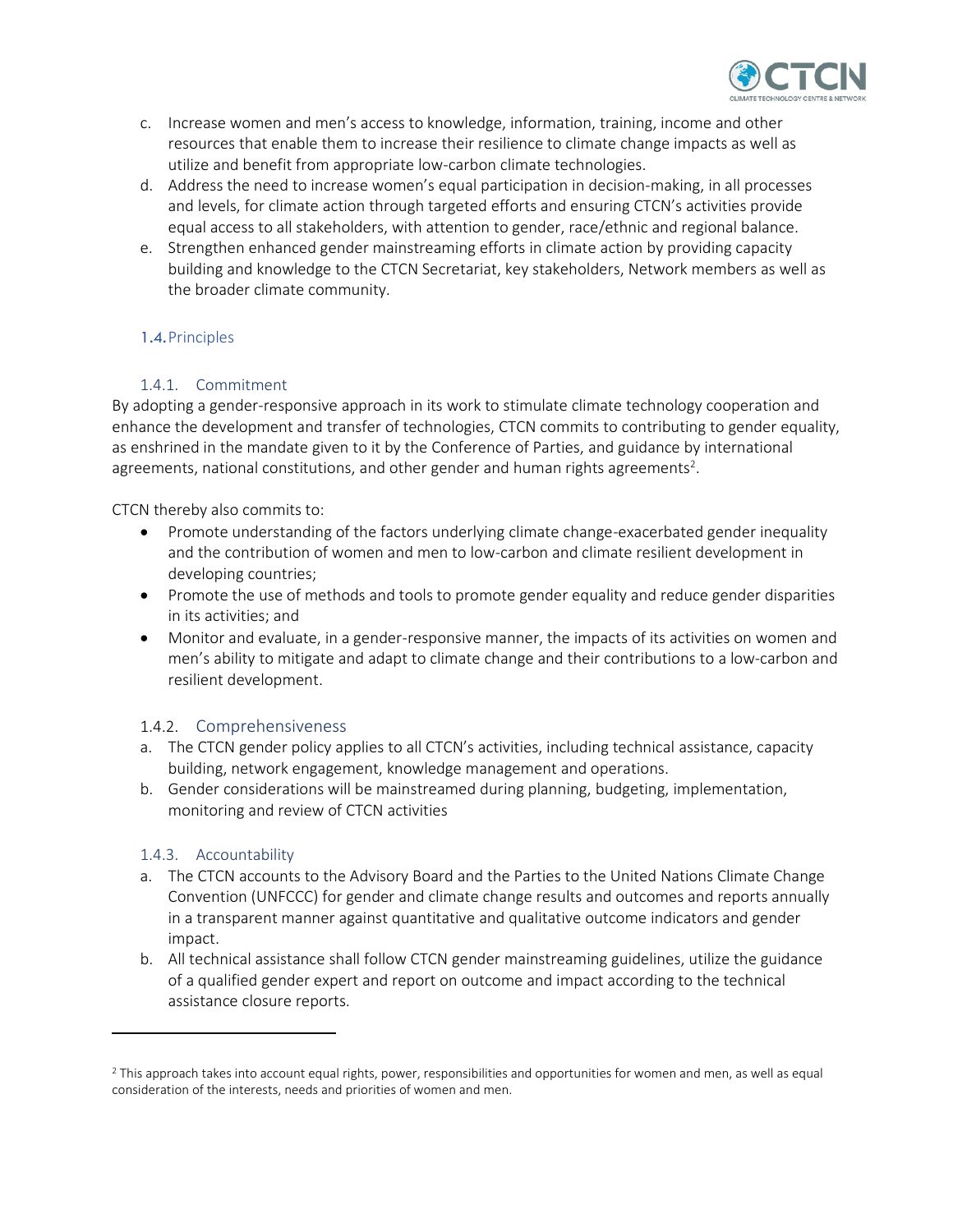c. Increase women and men's access to knowledge, information, training, income and other resources that enable them to increase their resilience to climate change impacts as well as utilize and benefit from appropriate low-carbon climate technologies.
d. Address the need to increase women's equal participation in decision-making, in all processes and levels, for climate action through targeted efforts and ensuring CTCN's activities provide equal access to all stakeholders, with attention to gender, race/ethnic and regional balance.
e. Strengthen enhanced gender mainstreaming efforts in climate action by providing capacity building and knowledge to the CTCN Secretariat, key stakeholders, Network members as well as the broader climate community.

## 1.4. Principles

### 1.4.1. Commitment

By adopting a gender-responsive approach in its work to stimulate climate technology cooperation and enhance the development and transfer of technologies, CTCN commits to contributing to gender equality, as enshrined in the mandate given to it by the Conference of Parties, and guidance by international agreements, national constitutions, and other gender and human rights agreements[2].

CTCN thereby also commits to:

- Promote understanding of the factors underlying climate change-exacerbated gender inequality and the contribution of women and men to low-carbon and climate resilient development in developing countries;
- Promote the use of methods and tools to promote gender equality and reduce gender disparities in its activities; and
- Monitor and evaluate, in a gender-responsive manner, the impacts of its activities on women and men's ability to mitigate and adapt to climate change and their contributions to a low-carbon and resilient development.

### 1.4.2. Comprehensiveness

a. The CTCN gender policy applies to all CTCN's activities, including technical assistance, capacity building, network engagement, knowledge management and operations.
b. Gender considerations will be mainstreamed during planning, budgeting, implementation, monitoring and review of CTCN activities

### 1.4.3. Accountability

a. The CTCN accounts to the Advisory Board and the Parties to the United Nations Climate Change Convention (UNFCCC) for gender and climate change results and outcomes and reports annually in a transparent manner against quantitative and qualitative outcome indicators and gender impact.
b. All technical assistance shall follow CTCN gender mainstreaming guidelines, utilize the guidance of a qualified gender expert and report on outcome and impact according to the technical assistance closure reports.

---

[2] This approach takes into account equal rights, power, responsibilities and opportunities for women and men, as well as equal consideration of the interests, needs and priorities of women and men.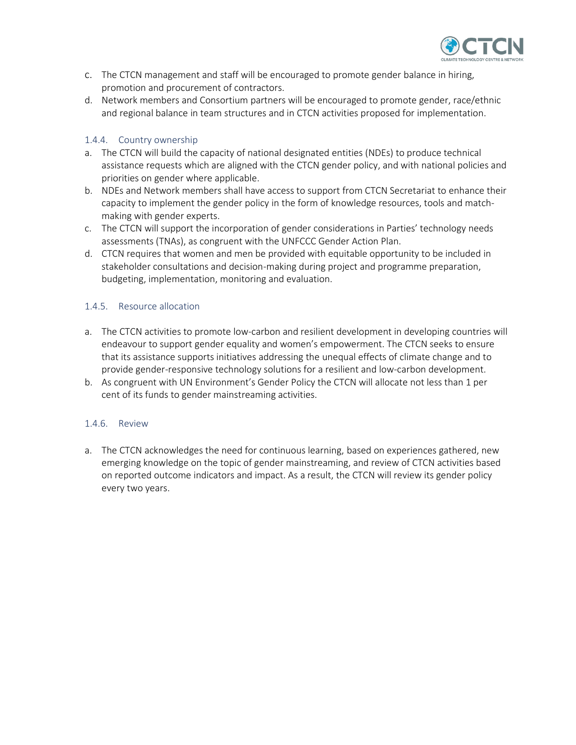c. The CTCN management and staff will be encouraged to promote gender balance in hiring, promotion and procurement of contractors.
d. Network members and Consortium partners will be encouraged to promote gender, race/ethnic and regional balance in team structures and in CTCN activities proposed for implementation.

### 1.4.4. Country ownership

a. The CTCN will build the capacity of national designated entities (NDEs) to produce technical assistance requests which are aligned with the CTCN gender policy, and with national policies and priorities on gender where applicable.
b. NDEs and Network members shall have access to support from CTCN Secretariat to enhance their capacity to implement the gender policy in the form of knowledge resources, tools and match-making with gender experts.
c. The CTCN will support the incorporation of gender considerations in Parties' technology needs assessments (TNAs), as congruent with the UNFCCC Gender Action Plan.
d. CTCN requires that women and men be provided with equitable opportunity to be included in stakeholder consultations and decision-making during project and programme preparation, budgeting, implementation, monitoring and evaluation.

### 1.4.5. Resource allocation

a. The CTCN activities to promote low-carbon and resilient development in developing countries will endeavour to support gender equality and women's empowerment. The CTCN seeks to ensure that its assistance supports initiatives addressing the unequal effects of climate change and to provide gender-responsive technology solutions for a resilient and low-carbon development.
b. As congruent with UN Environment's Gender Policy the CTCN will allocate not less than 1 per cent of its funds to gender mainstreaming activities.

### 1.4.6. Review

a. The CTCN acknowledges the need for continuous learning, based on experiences gathered, new emerging knowledge on the topic of gender mainstreaming, and review of CTCN activities based on reported outcome indicators and impact. As a result, the CTCN will review its gender policy every two years.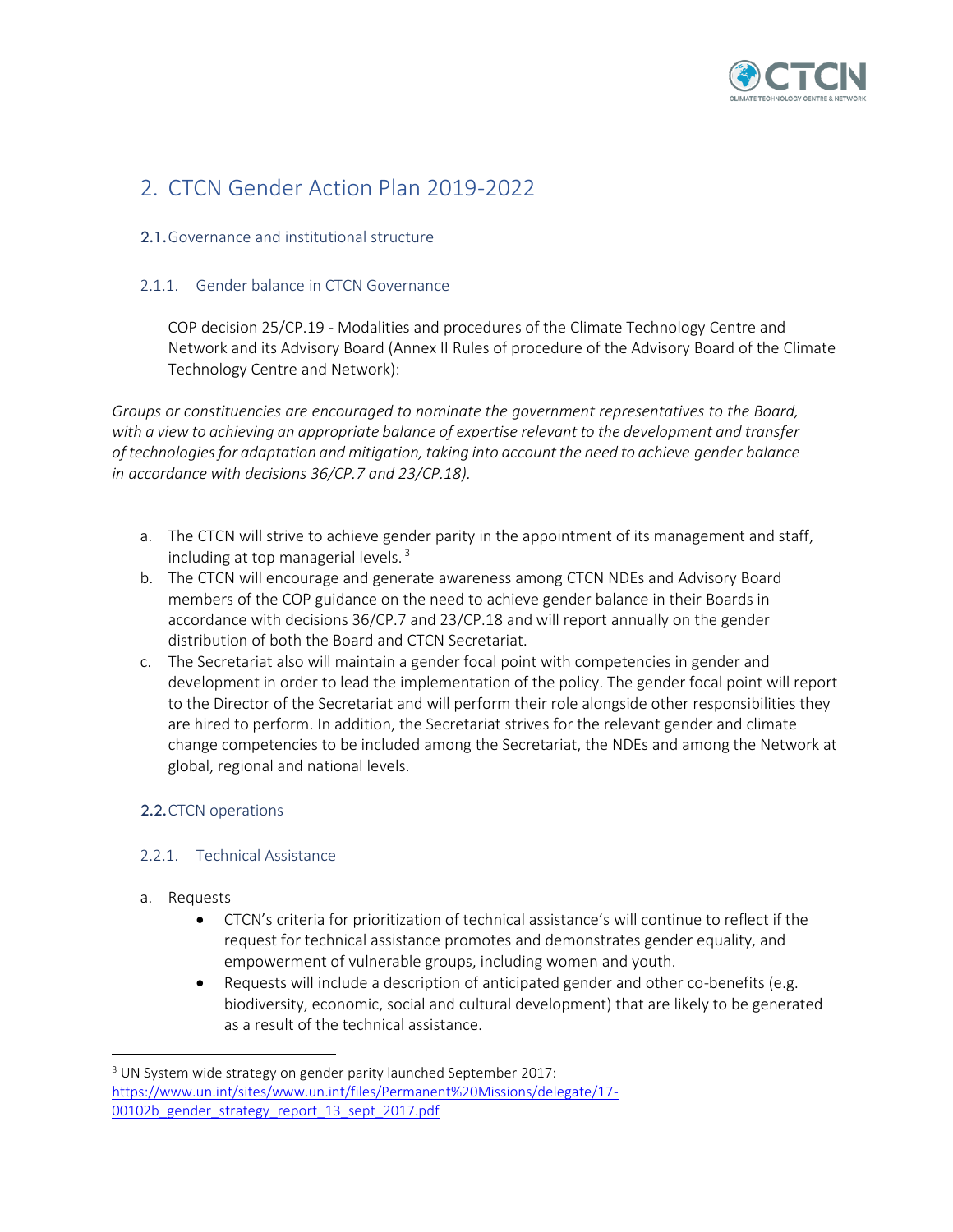# 2. CTCN Gender Action Plan 2019-2022

## 2.1. Governance and institutional structure

### 2.1.1. Gender balance in CTCN Governance

COP decision 25/CP.19 - Modalities and procedures of the Climate Technology Centre and Network and its Advisory Board (Annex II Rules of procedure of the Advisory Board of the Climate Technology Centre and Network):

*Groups or constituencies are encouraged to nominate the government representatives to the Board, with a view to achieving an appropriate balance of expertise relevant to the development and transfer of technologies for adaptation and mitigation, taking into account the need to achieve gender balance in accordance with decisions 36/CP.7 and 23/CP.18).*

a. The CTCN will strive to achieve gender parity in the appointment of its management and staff, including at top managerial levels. [3]
b. The CTCN will encourage and generate awareness among CTCN NDEs and Advisory Board members of the COP guidance on the need to achieve gender balance in their Boards in accordance with decisions 36/CP.7 and 23/CP.18 and will report annually on the gender distribution of both the Board and CTCN Secretariat.
c. The Secretariat also will maintain a gender focal point with competencies in gender and development in order to lead the implementation of the policy. The gender focal point will report to the Director of the Secretariat and will perform their role alongside other responsibilities they are hired to perform. In addition, the Secretariat strives for the relevant gender and climate change competencies to be included among the Secretariat, the NDEs and among the Network at global, regional and national levels.

## 2.2. CTCN operations

### 2.2.1. Technical Assistance

a. Requests
   - CTCN's criteria for prioritization of technical assistance's will continue to reflect if the request for technical assistance promotes and demonstrates gender equality, and empowerment of vulnerable groups, including women and youth.
   - Requests will include a description of anticipated gender and other co-benefits (e.g. biodiversity, economic, social and cultural development) that are likely to be generated as a result of the technical assistance.

---

[3] UN System wide strategy on gender parity launched September 2017: https://www.un.int/sites/www.un.int/files/Permanent%20Missions/delegate/17-00102b_gender_strategy_report_13_sept_2017.pdf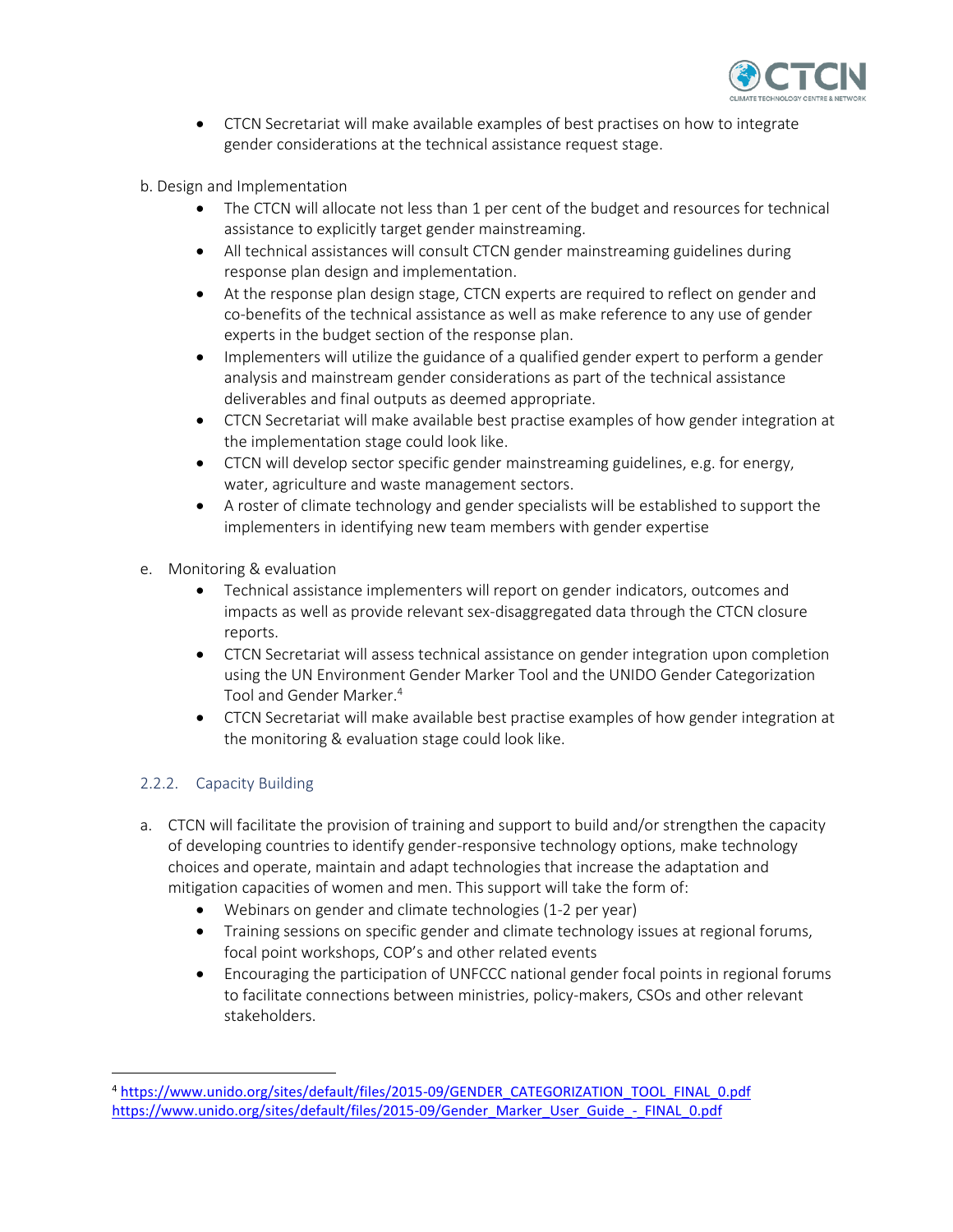- CTCN Secretariat will make available examples of best practises on how to integrate gender considerations at the technical assistance request stage.

b. Design and Implementation

- The CTCN will allocate not less than 1 per cent of the budget and resources for technical assistance to explicitly target gender mainstreaming.
- All technical assistances will consult CTCN gender mainstreaming guidelines during response plan design and implementation.
- At the response plan design stage, CTCN experts are required to reflect on gender and co-benefits of the technical assistance as well as make reference to any use of gender experts in the budget section of the response plan.
- Implementers will utilize the guidance of a qualified gender expert to perform a gender analysis and mainstream gender considerations as part of the technical assistance deliverables and final outputs as deemed appropriate.
- CTCN Secretariat will make available best practise examples of how gender integration at the implementation stage could look like.
- CTCN will develop sector specific gender mainstreaming guidelines, e.g. for energy, water, agriculture and waste management sectors.
- A roster of climate technology and gender specialists will be established to support the implementers in identifying new team members with gender expertise

e. Monitoring & evaluation

- Technical assistance implementers will report on gender indicators, outcomes and impacts as well as provide relevant sex-disaggregated data through the CTCN closure reports.
- CTCN Secretariat will assess technical assistance on gender integration upon completion using the UN Environment Gender Marker Tool and the UNIDO Gender Categorization Tool and Gender Marker.[4]
- CTCN Secretariat will make available best practise examples of how gender integration at the monitoring & evaluation stage could look like.

### 2.2.2. Capacity Building

a. CTCN will facilitate the provision of training and support to build and/or strengthen the capacity of developing countries to identify gender-responsive technology options, make technology choices and operate, maintain and adapt technologies that increase the adaptation and mitigation capacities of women and men. This support will take the form of:

- Webinars on gender and climate technologies (1-2 per year)
- Training sessions on specific gender and climate technology issues at regional forums, focal point workshops, COP's and other related events
- Encouraging the participation of UNFCCC national gender focal points in regional forums to facilitate connections between ministries, policy-makers, CSOs and other relevant stakeholders.

---

[4] https://www.unido.org/sites/default/files/2015-09/GENDER_CATEGORIZATION_TOOL_FINAL_0.pdf
https://www.unido.org/sites/default/files/2015-09/Gender_Marker_User_Guide_-_FINAL_0.pdf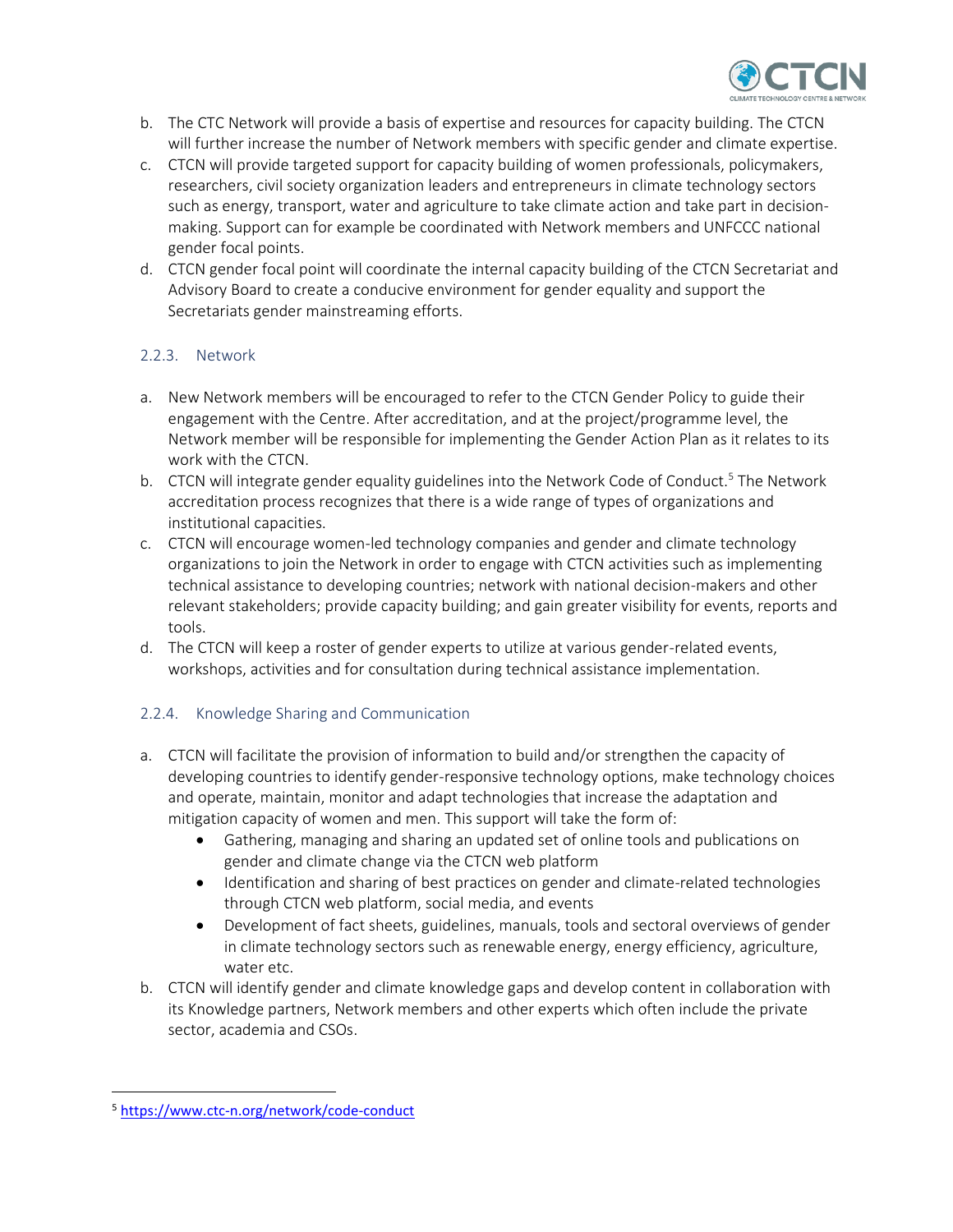b. The CTC Network will provide a basis of expertise and resources for capacity building. The CTCN will further increase the number of Network members with specific gender and climate expertise.
c. CTCN will provide targeted support for capacity building of women professionals, policymakers, researchers, civil society organization leaders and entrepreneurs in climate technology sectors such as energy, transport, water and agriculture to take climate action and take part in decision-making. Support can for example be coordinated with Network members and UNFCCC national gender focal points.
d. CTCN gender focal point will coordinate the internal capacity building of the CTCN Secretariat and Advisory Board to create a conducive environment for gender equality and support the Secretariats gender mainstreaming efforts.

### 2.2.3. Network

a. New Network members will be encouraged to refer to the CTCN Gender Policy to guide their engagement with the Centre. After accreditation, and at the project/programme level, the Network member will be responsible for implementing the Gender Action Plan as it relates to its work with the CTCN.
b. CTCN will integrate gender equality guidelines into the Network Code of Conduct.[5] The Network accreditation process recognizes that there is a wide range of types of organizations and institutional capacities.
c. CTCN will encourage women-led technology companies and gender and climate technology organizations to join the Network in order to engage with CTCN activities such as implementing technical assistance to developing countries; network with national decision-makers and other relevant stakeholders; provide capacity building; and gain greater visibility for events, reports and tools.
d. The CTCN will keep a roster of gender experts to utilize at various gender-related events, workshops, activities and for consultation during technical assistance implementation.

### 2.2.4. Knowledge Sharing and Communication

a. CTCN will facilitate the provision of information to build and/or strengthen the capacity of developing countries to identify gender-responsive technology options, make technology choices and operate, maintain, monitor and adapt technologies that increase the adaptation and mitigation capacity of women and men. This support will take the form of:
    - Gathering, managing and sharing an updated set of online tools and publications on gender and climate change via the CTCN web platform
    - Identification and sharing of best practices on gender and climate-related technologies through CTCN web platform, social media, and events
    - Development of fact sheets, guidelines, manuals, tools and sectoral overviews of gender in climate technology sectors such as renewable energy, energy efficiency, agriculture, water etc.
b. CTCN will identify gender and climate knowledge gaps and develop content in collaboration with its Knowledge partners, Network members and other experts which often include the private sector, academia and CSOs.

---

[5] https://www.ctc-n.org/network/code-conduct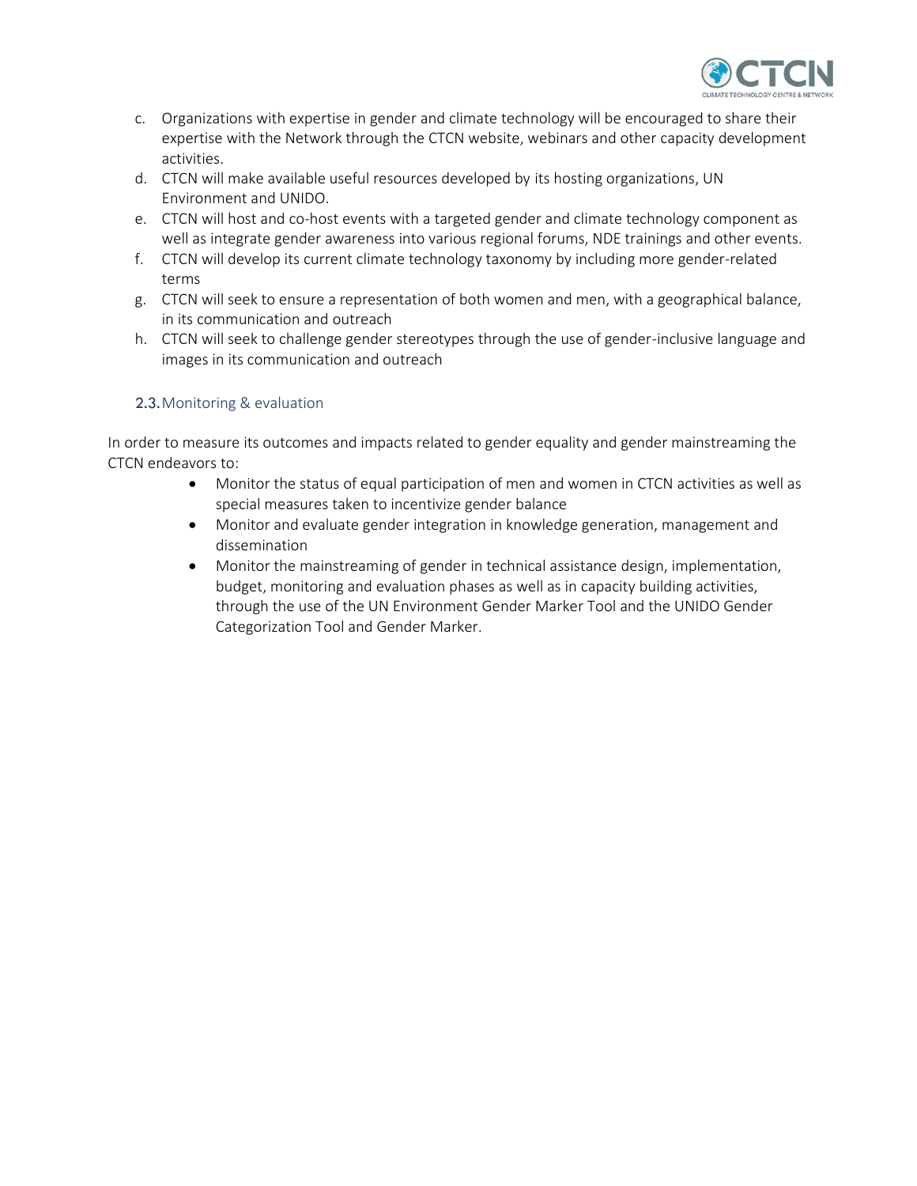c. Organizations with expertise in gender and climate technology will be encouraged to share their expertise with the Network through the CTCN website, webinars and other capacity development activities.
d. CTCN will make available useful resources developed by its hosting organizations, UN Environment and UNIDO.
e. CTCN will host and co-host events with a targeted gender and climate technology component as well as integrate gender awareness into various regional forums, NDE trainings and other events.
f. CTCN will develop its current climate technology taxonomy by including more gender-related terms
g. CTCN will seek to ensure a representation of both women and men, with a geographical balance, in its communication and outreach
h. CTCN will seek to challenge gender stereotypes through the use of gender-inclusive language and images in its communication and outreach

### 2.3. Monitoring & evaluation

In order to measure its outcomes and impacts related to gender equality and gender mainstreaming the CTCN endeavors to:

- Monitor the status of equal participation of men and women in CTCN activities as well as special measures taken to incentivize gender balance
- Monitor and evaluate gender integration in knowledge generation, management and dissemination
- Monitor the mainstreaming of gender in technical assistance design, implementation, budget, monitoring and evaluation phases as well as in capacity building activities, through the use of the UN Environment Gender Marker Tool and the UNIDO Gender Categorization Tool and Gender Marker.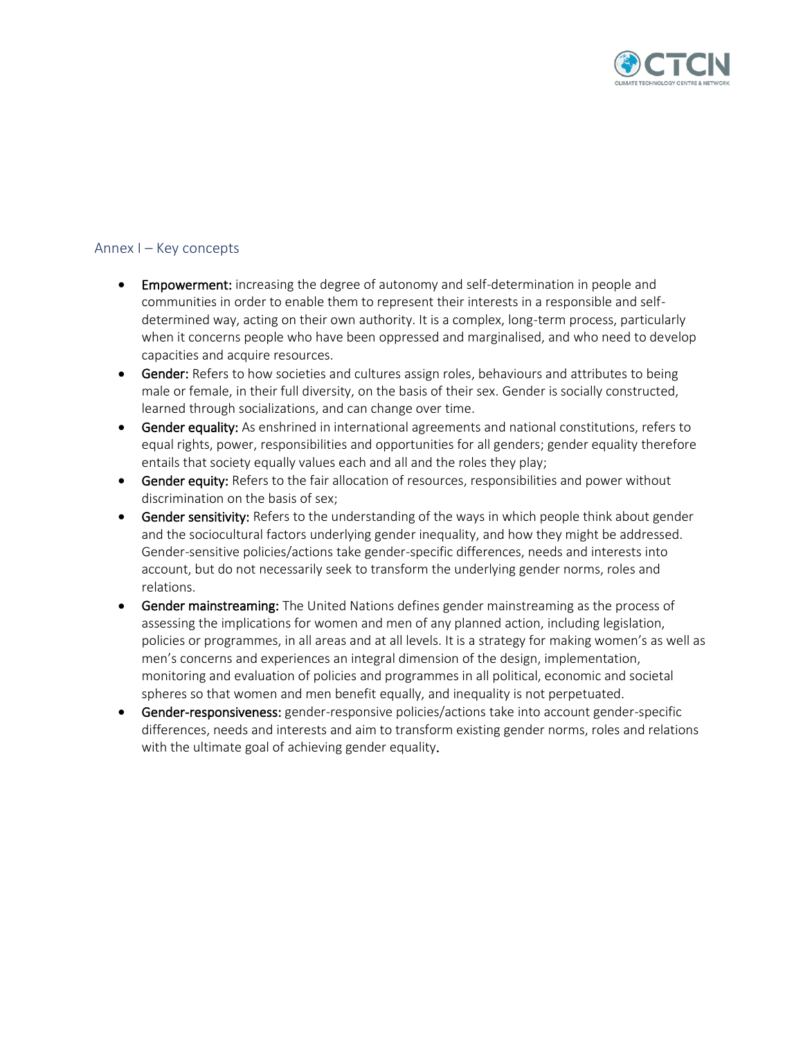## Annex I – Key concepts

- **Empowerment:** increasing the degree of autonomy and self-determination in people and communities in order to enable them to represent their interests in a responsible and self-determined way, acting on their own authority. It is a complex, long-term process, particularly when it concerns people who have been oppressed and marginalised, and who need to develop capacities and acquire resources.
- **Gender:** Refers to how societies and cultures assign roles, behaviours and attributes to being male or female, in their full diversity, on the basis of their sex. Gender is socially constructed, learned through socializations, and can change over time.
- **Gender equality:** As enshrined in international agreements and national constitutions, refers to equal rights, power, responsibilities and opportunities for all genders; gender equality therefore entails that society equally values each and all and the roles they play;
- **Gender equity:** Refers to the fair allocation of resources, responsibilities and power without discrimination on the basis of sex;
- **Gender sensitivity:** Refers to the understanding of the ways in which people think about gender and the sociocultural factors underlying gender inequality, and how they might be addressed. Gender-sensitive policies/actions take gender-specific differences, needs and interests into account, but do not necessarily seek to transform the underlying gender norms, roles and relations.
- **Gender mainstreaming:** The United Nations defines gender mainstreaming as the process of assessing the implications for women and men of any planned action, including legislation, policies or programmes, in all areas and at all levels. It is a strategy for making women's as well as men's concerns and experiences an integral dimension of the design, implementation, monitoring and evaluation of policies and programmes in all political, economic and societal spheres so that women and men benefit equally, and inequality is not perpetuated.
- **Gender-responsiveness:** gender-responsive policies/actions take into account gender-specific differences, needs and interests and aim to transform existing gender norms, roles and relations with the ultimate goal of achieving gender equality.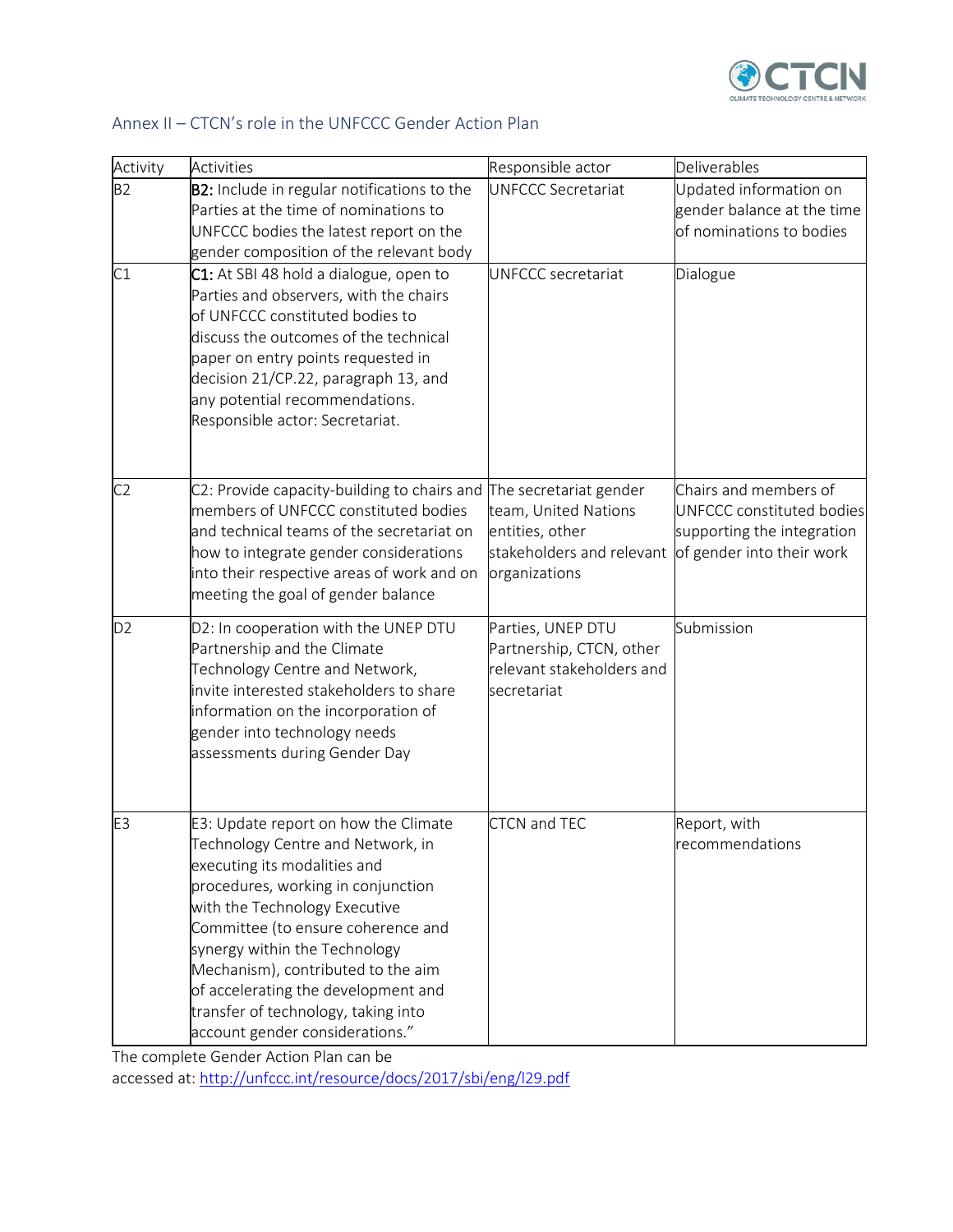## Annex II – CTCN's role in the UNFCCC Gender Action Plan

| Activity | Activities | Responsible actor | Deliverables |
|---|---|---|---|
| B2 | **B2:** Include in regular notifications to the Parties at the time of nominations to UNFCCC bodies the latest report on the gender composition of the relevant body | UNFCCC Secretariat | Updated information on gender balance at the time of nominations to bodies |
| C1 | **C1:** At SBI 48 hold a dialogue, open to Parties and observers, with the chairs of UNFCCC constituted bodies to discuss the outcomes of the technical paper on entry points requested in decision 21/CP.22, paragraph 13, and any potential recommendations. Responsible actor: Secretariat. | UNFCCC secretariat | Dialogue |
| C2 | C2: Provide capacity-building to chairs and members of UNFCCC constituted bodies and technical teams of the secretariat on how to integrate gender considerations into their respective areas of work and on meeting the goal of gender balance | The secretariat gender team, United Nations entities, other stakeholders and relevant organizations | Chairs and members of UNFCCC constituted bodies supporting the integration of gender into their work |
| D2 | D2: In cooperation with the UNEP DTU Partnership and the Climate Technology Centre and Network, invite interested stakeholders to share information on the incorporation of gender into technology needs assessments during Gender Day | Parties, UNEP DTU Partnership, CTCN, other relevant stakeholders and secretariat | Submission |
| E3 | E3: Update report on how the Climate Technology Centre and Network, in executing its modalities and procedures, working in conjunction with the Technology Executive Committee (to ensure coherence and synergy within the Technology Mechanism), contributed to the aim of accelerating the development and transfer of technology, taking into account gender considerations." | CTCN and TEC | Report, with recommendations |

The complete Gender Action Plan can be accessed at: http://unfccc.int/resource/docs/2017/sbi/eng/l29.pdf